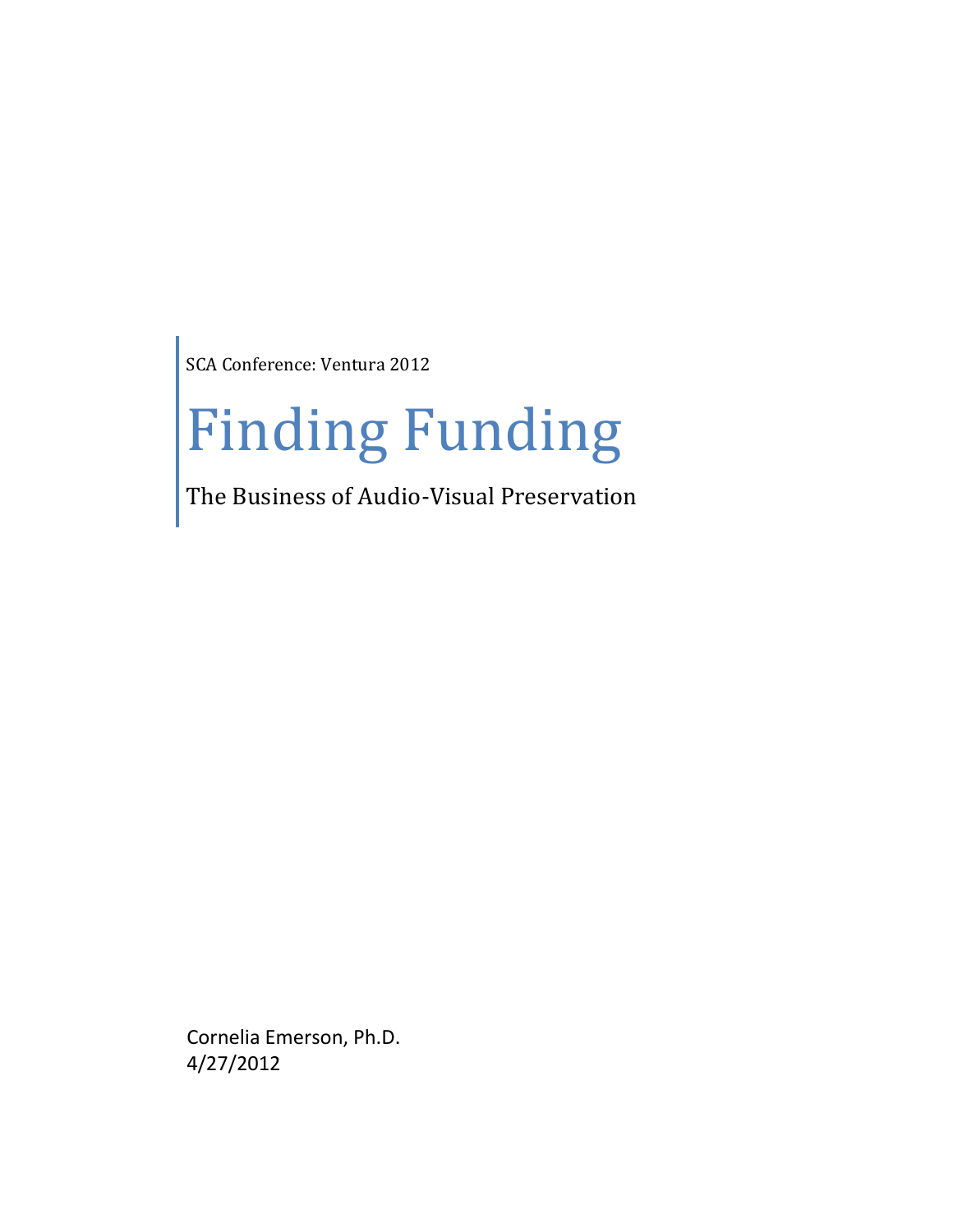SCA Conference: Ventura 2012

# Finding Funding

The Business of Audio-Visual Preservation

Cornelia Emerson, Ph.D.
4/27/2012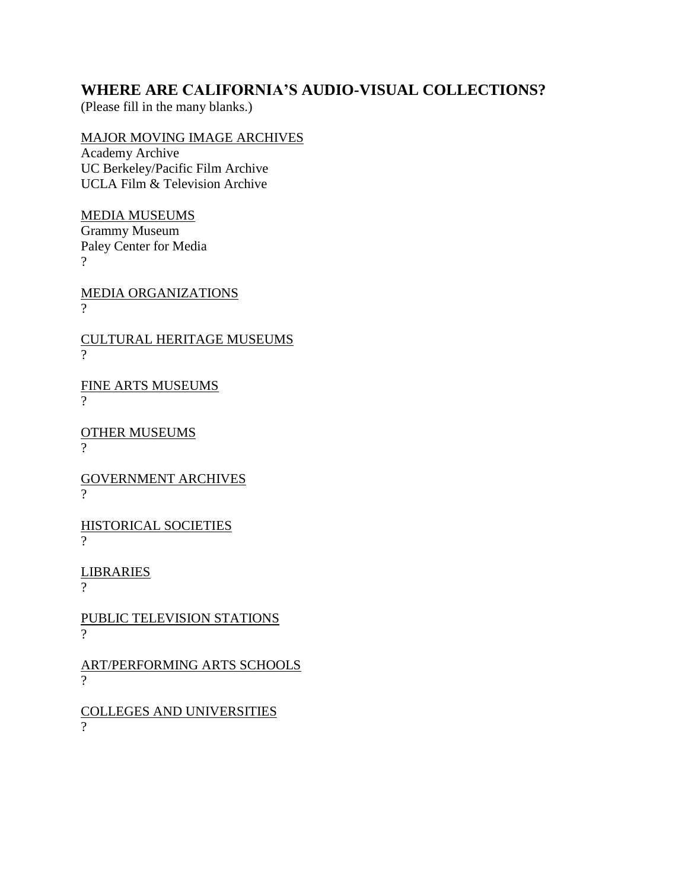## WHERE ARE CALIFORNIA'S AUDIO-VISUAL COLLECTIONS?

(Please fill in the many blanks.)

<u>MAJOR MOVING IMAGE ARCHIVES</u>
Academy Archive
UC Berkeley/Pacific Film Archive
UCLA Film & Television Archive

<u>MEDIA MUSEUMS</u>
Grammy Museum
Paley Center for Media
?

<u>MEDIA ORGANIZATIONS</u>
?

<u>CULTURAL HERITAGE MUSEUMS</u>
?

<u>FINE ARTS MUSEUMS</u>
?

<u>OTHER MUSEUMS</u>
?

<u>GOVERNMENT ARCHIVES</u>
?

<u>HISTORICAL SOCIETIES</u>
?

<u>LIBRARIES</u>
?

<u>PUBLIC TELEVISION STATIONS</u>
?

<u>ART/PERFORMING ARTS SCHOOLS</u>
?

<u>COLLEGES AND UNIVERSITIES</u>
?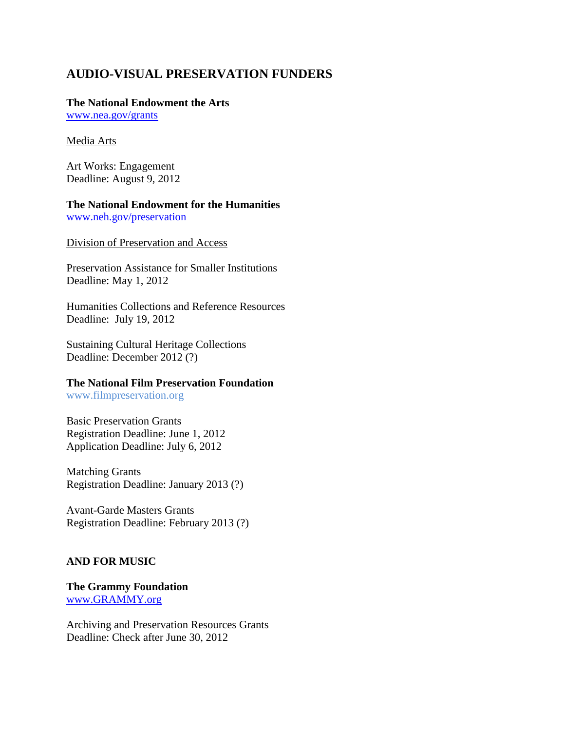# AUDIO-VISUAL PRESERVATION FUNDERS

**The National Endowment the Arts**
www.nea.gov/grants

Media Arts

Art Works: Engagement
Deadline: August 9, 2012

**The National Endowment for the Humanities**
www.neh.gov/preservation

Division of Preservation and Access

Preservation Assistance for Smaller Institutions
Deadline: May 1, 2012

Humanities Collections and Reference Resources
Deadline: July 19, 2012

Sustaining Cultural Heritage Collections
Deadline: December 2012 (?)

**The National Film Preservation Foundation**
www.filmpreservation.org

Basic Preservation Grants
Registration Deadline: June 1, 2012
Application Deadline: July 6, 2012

Matching Grants
Registration Deadline: January 2013 (?)

Avant-Garde Masters Grants
Registration Deadline: February 2013 (?)

**AND FOR MUSIC**

**The Grammy Foundation**
www.GRAMMY.org

Archiving and Preservation Resources Grants
Deadline: Check after June 30, 2012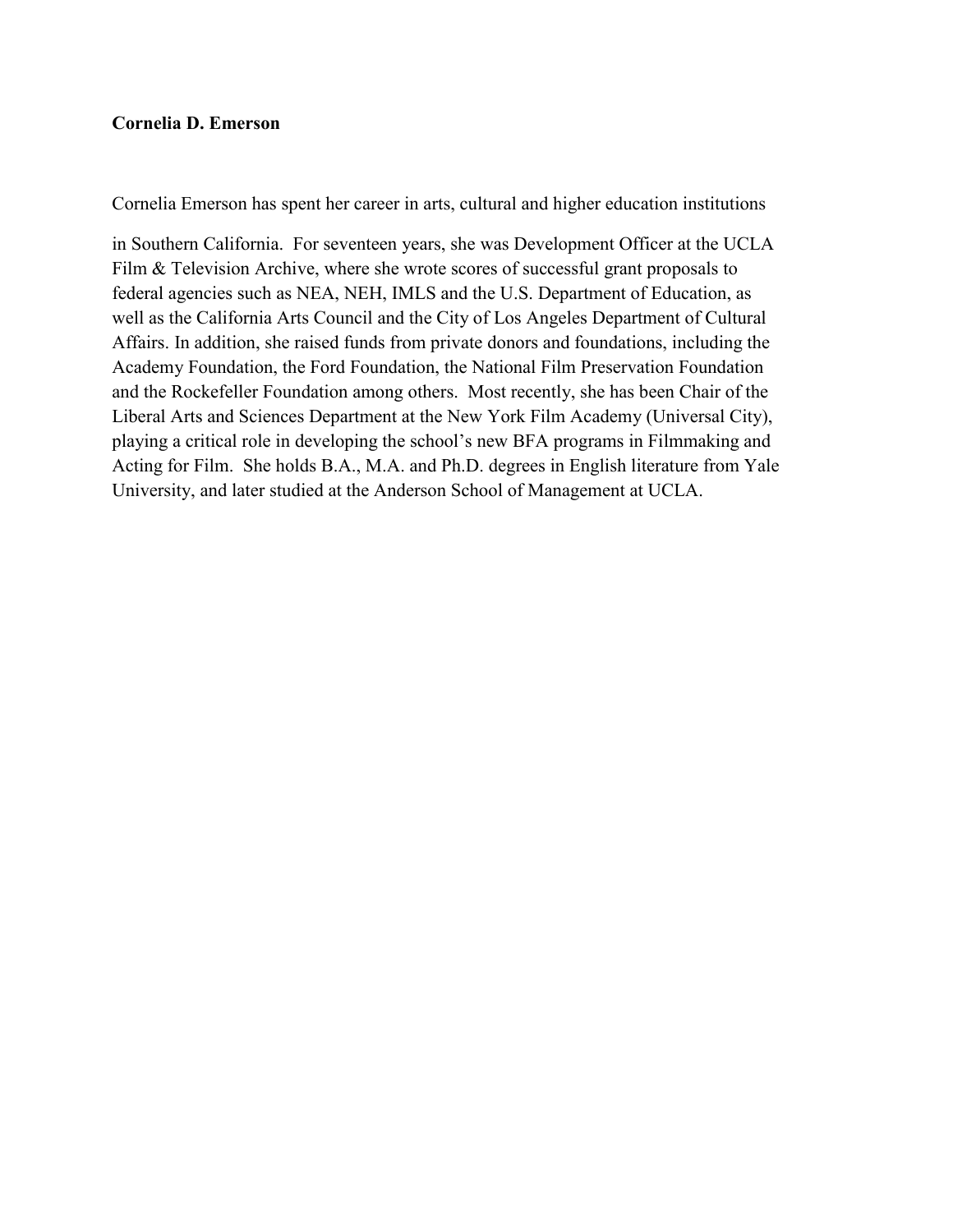**Cornelia D. Emerson**

Cornelia Emerson has spent her career in arts, cultural and higher education institutions

in Southern California. For seventeen years, she was Development Officer at the UCLA Film & Television Archive, where she wrote scores of successful grant proposals to federal agencies such as NEA, NEH, IMLS and the U.S. Department of Education, as well as the California Arts Council and the City of Los Angeles Department of Cultural Affairs. In addition, she raised funds from private donors and foundations, including the Academy Foundation, the Ford Foundation, the National Film Preservation Foundation and the Rockefeller Foundation among others. Most recently, she has been Chair of the Liberal Arts and Sciences Department at the New York Film Academy (Universal City), playing a critical role in developing the school's new BFA programs in Filmmaking and Acting for Film. She holds B.A., M.A. and Ph.D. degrees in English literature from Yale University, and later studied at the Anderson School of Management at UCLA.